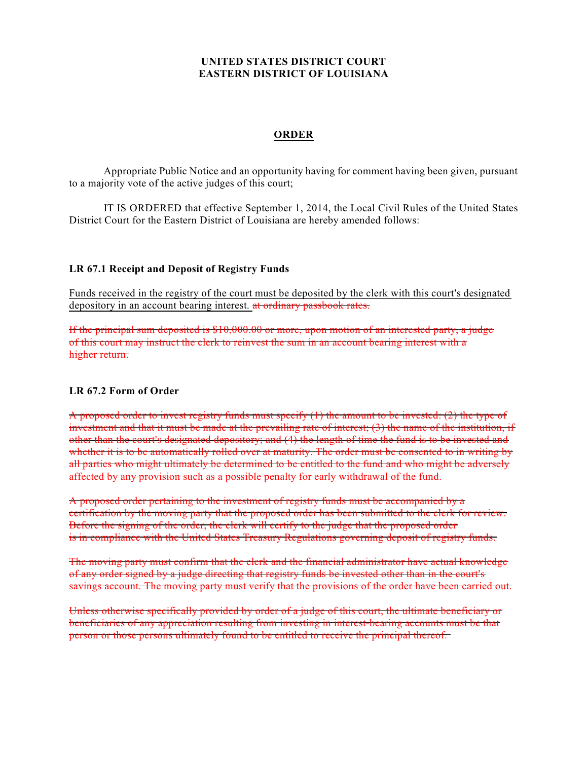**UNITED STATES DISTRICT COURT**
**EASTERN DISTRICT OF LOUISIANA**

**ORDER**

Appropriate Public Notice and an opportunity having for comment having been given, pursuant to a majority vote of the active judges of this court;

IT IS ORDERED that effective September 1, 2014, the Local Civil Rules of the United States District Court for the Eastern District of Louisiana are hereby amended follows:

### LR 67.1 Receipt and Deposit of Registry Funds

<u>Funds received in the registry of the court must be deposited by the clerk with this court's designated depository in an account bearing interest.</u> ~~at ordinary passbook rates.~~

~~If the principal sum deposited is $10,000.00 or more, upon motion of an interested party, a judge of this court may instruct the clerk to reinvest the sum in an account bearing interest with a higher return.~~

### LR 67.2 Form of Order

~~A proposed order to invest registry funds must specify (1) the amount to be invested; (2) the type of investment and that it must be made at the prevailing rate of interest; (3) the name of the institution, if other than the court's designated depository; and (4) the length of time the fund is to be invested and whether it is to be automatically rolled over at maturity. The order must be consented to in writing by all parties who might ultimately be determined to be entitled to the fund and who might be adversely affected by any provision such as a possible penalty for early withdrawal of the fund.~~

~~A proposed order pertaining to the investment of registry funds must be accompanied by a certification by the moving party that the proposed order has been submitted to the clerk for review. Before the signing of the order, the clerk will certify to the judge that the proposed order is in compliance with the United States Treasury Regulations governing deposit of registry funds.~~

~~The moving party must confirm that the clerk and the financial administrator have actual knowledge of any order signed by a judge directing that registry funds be invested other than in the court's savings account. The moving party must verify that the provisions of the order have been carried out.~~

~~Unless otherwise specifically provided by order of a judge of this court, the ultimate beneficiary or beneficiaries of any appreciation resulting from investing in interest-bearing accounts must be that person or those persons ultimately found to be entitled to receive the principal thereof.~~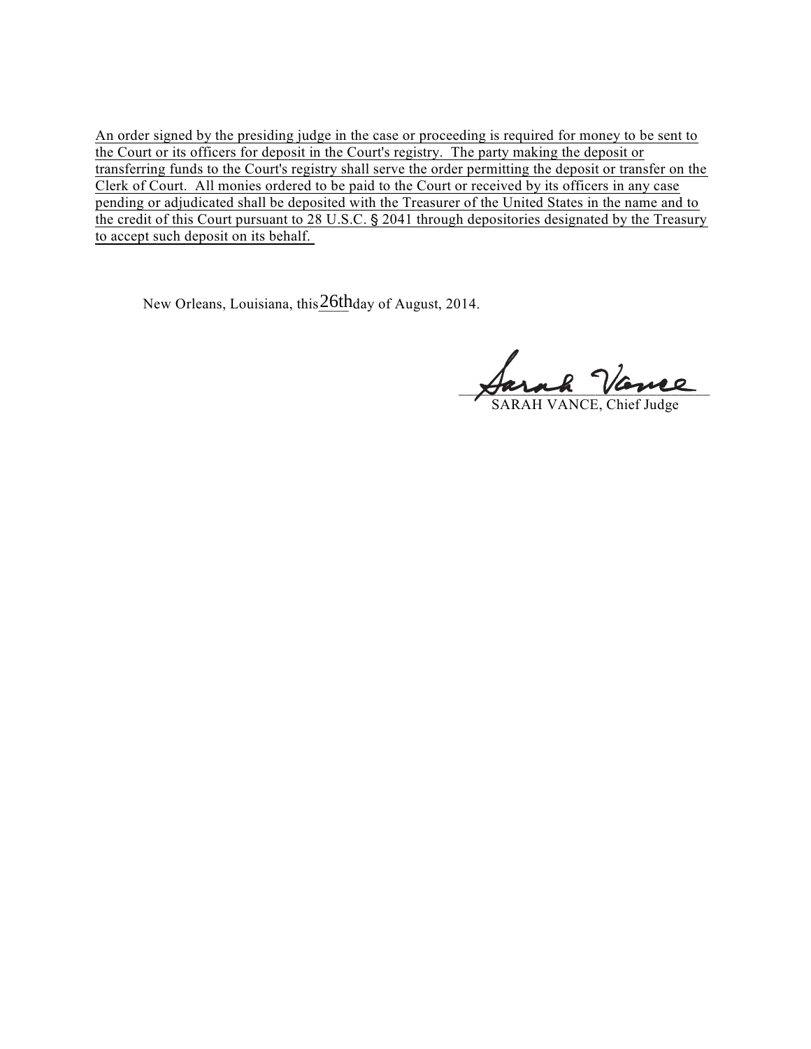An order signed by the presiding judge in the case or proceeding is required for money to be sent to the Court or its officers for deposit in the Court's registry. The party making the deposit or transferring funds to the Court's registry shall serve the order permitting the deposit or transfer on the Clerk of Court. All monies ordered to be paid to the Court or received by its officers in any case pending or adjudicated shall be deposited with the Treasurer of the United States in the name and to the credit of this Court pursuant to 28 U.S.C. § 2041 through depositories designated by the Treasury to accept such deposit on its behalf.

New Orleans, Louisiana, this 26th day of August, 2014.

SARAH VANCE, Chief Judge